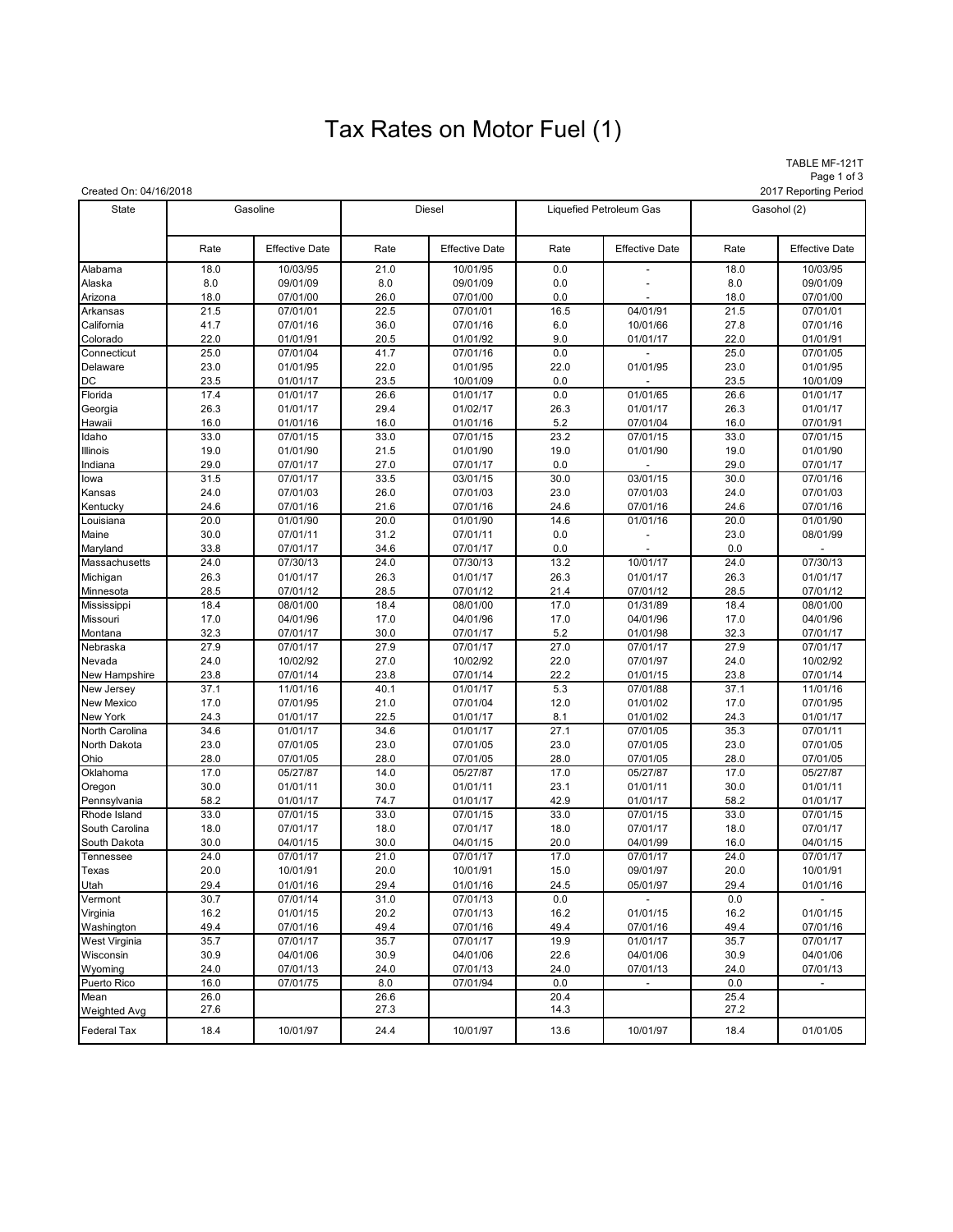# Tax Rates on Motor Fuel (1)

TABLE MF-121T

Created On: 04/16/2018

2017 Reporting Period

| State | Gasoline | | Diesel | | Liquefied Petroleum Gas | | Gasohol (2) | |
|---|---|---|---|---|---|---|---|---|
| | Rate | Effective Date | Rate | Effective Date | Rate | Effective Date | Rate | Effective Date |
| Alabama | 18.0 | 10/03/95 | 21.0 | 10/01/95 | 0.0 | - | 18.0 | 10/03/95 |
| Alaska | 8.0 | 09/01/09 | 8.0 | 09/01/09 | 0.0 | - | 8.0 | 09/01/09 |
| Arizona | 18.0 | 07/01/00 | 26.0 | 07/01/00 | 0.0 | - | 18.0 | 07/01/00 |
| Arkansas | 21.5 | 07/01/01 | 22.5 | 07/01/01 | 16.5 | 04/01/91 | 21.5 | 07/01/01 |
| California | 41.7 | 07/01/16 | 36.0 | 07/01/16 | 6.0 | 10/01/66 | 27.8 | 07/01/16 |
| Colorado | 22.0 | 01/01/91 | 20.5 | 01/01/92 | 9.0 | 01/01/17 | 22.0 | 01/01/91 |
| Connecticut | 25.0 | 07/01/04 | 41.7 | 07/01/16 | 0.0 | - | 25.0 | 07/01/05 |
| Delaware | 23.0 | 01/01/95 | 22.0 | 01/01/95 | 22.0 | 01/01/95 | 23.0 | 01/01/95 |
| DC | 23.5 | 01/01/17 | 23.5 | 10/01/09 | 0.0 | - | 23.5 | 10/01/09 |
| Florida | 17.4 | 01/01/17 | 26.6 | 01/01/17 | 0.0 | 01/01/65 | 26.6 | 01/01/17 |
| Georgia | 26.3 | 01/01/17 | 29.4 | 01/02/17 | 26.3 | 01/01/17 | 26.3 | 01/01/17 |
| Hawaii | 16.0 | 01/01/16 | 16.0 | 01/01/16 | 5.2 | 07/01/04 | 16.0 | 07/01/91 |
| Idaho | 33.0 | 07/01/15 | 33.0 | 07/01/15 | 23.2 | 07/01/15 | 33.0 | 07/01/15 |
| Illinois | 19.0 | 01/01/90 | 21.5 | 01/01/90 | 19.0 | 01/01/90 | 19.0 | 01/01/90 |
| Indiana | 29.0 | 07/01/17 | 27.0 | 07/01/17 | 0.0 | - | 29.0 | 07/01/17 |
| Iowa | 31.5 | 07/01/17 | 33.5 | 03/01/15 | 30.0 | 03/01/15 | 30.0 | 07/01/16 |
| Kansas | 24.0 | 07/01/03 | 26.0 | 07/01/03 | 23.0 | 07/01/03 | 24.0 | 07/01/03 |
| Kentucky | 24.6 | 07/01/16 | 21.6 | 07/01/16 | 24.6 | 07/01/16 | 24.6 | 07/01/16 |
| Louisiana | 20.0 | 01/01/90 | 20.0 | 01/01/90 | 14.6 | 01/01/16 | 20.0 | 01/01/90 |
| Maine | 30.0 | 07/01/11 | 31.2 | 07/01/11 | 0.0 | - | 23.0 | 08/01/99 |
| Maryland | 33.8 | 07/01/17 | 34.6 | 07/01/17 | 0.0 | - | 0.0 | - |
| Massachusetts | 24.0 | 07/30/13 | 24.0 | 07/30/13 | 13.2 | 10/01/17 | 24.0 | 07/30/13 |
| Michigan | 26.3 | 01/01/17 | 26.3 | 01/01/17 | 26.3 | 01/01/17 | 26.3 | 01/01/17 |
| Minnesota | 28.5 | 07/01/12 | 28.5 | 07/01/12 | 21.4 | 07/01/12 | 28.5 | 07/01/12 |
| Mississippi | 18.4 | 08/01/00 | 18.4 | 08/01/00 | 17.0 | 01/31/89 | 18.4 | 08/01/00 |
| Missouri | 17.0 | 04/01/96 | 17.0 | 04/01/96 | 17.0 | 04/01/96 | 17.0 | 04/01/96 |
| Montana | 32.3 | 07/01/17 | 30.0 | 07/01/17 | 5.2 | 01/01/98 | 32.3 | 07/01/17 |
| Nebraska | 27.9 | 07/01/17 | 27.9 | 07/01/17 | 27.0 | 07/01/17 | 27.9 | 07/01/17 |
| Nevada | 24.0 | 10/02/92 | 27.0 | 10/02/92 | 22.0 | 07/01/97 | 24.0 | 10/02/92 |
| New Hampshire | 23.8 | 07/01/14 | 23.8 | 07/01/14 | 22.2 | 01/01/15 | 23.8 | 07/01/14 |
| New Jersey | 37.1 | 11/01/16 | 40.1 | 01/01/17 | 5.3 | 07/01/88 | 37.1 | 11/01/16 |
| New Mexico | 17.0 | 07/01/95 | 21.0 | 07/01/04 | 12.0 | 01/01/02 | 17.0 | 07/01/95 |
| New York | 24.3 | 01/01/17 | 22.5 | 01/01/17 | 8.1 | 01/01/02 | 24.3 | 01/01/17 |
| North Carolina | 34.6 | 01/01/17 | 34.6 | 01/01/17 | 27.1 | 07/01/05 | 35.3 | 07/01/11 |
| North Dakota | 23.0 | 07/01/05 | 23.0 | 07/01/05 | 23.0 | 07/01/05 | 23.0 | 07/01/05 |
| Ohio | 28.0 | 07/01/05 | 28.0 | 07/01/05 | 28.0 | 07/01/05 | 28.0 | 07/01/05 |
| Oklahoma | 17.0 | 05/27/87 | 14.0 | 05/27/87 | 17.0 | 05/27/87 | 17.0 | 05/27/87 |
| Oregon | 30.0 | 01/01/11 | 30.0 | 01/01/11 | 23.1 | 01/01/11 | 30.0 | 01/01/11 |
| Pennsylvania | 58.2 | 01/01/17 | 74.7 | 01/01/17 | 42.9 | 01/01/17 | 58.2 | 01/01/17 |
| Rhode Island | 33.0 | 07/01/15 | 33.0 | 07/01/15 | 33.0 | 07/01/15 | 33.0 | 07/01/15 |
| South Carolina | 18.0 | 07/01/17 | 18.0 | 07/01/17 | 18.0 | 07/01/17 | 18.0 | 07/01/17 |
| South Dakota | 30.0 | 04/01/15 | 30.0 | 04/01/15 | 20.0 | 04/01/99 | 16.0 | 04/01/15 |
| Tennessee | 24.0 | 07/01/17 | 21.0 | 07/01/17 | 17.0 | 07/01/17 | 24.0 | 07/01/17 |
| Texas | 20.0 | 10/01/91 | 20.0 | 10/01/91 | 15.0 | 09/01/97 | 20.0 | 10/01/91 |
| Utah | 29.4 | 01/01/16 | 29.4 | 01/01/16 | 24.5 | 05/01/97 | 29.4 | 01/01/16 |
| Vermont | 30.7 | 07/01/14 | 31.0 | 07/01/13 | 0.0 | - | 0.0 | - |
| Virginia | 16.2 | 01/01/15 | 20.2 | 07/01/13 | 16.2 | 01/01/15 | 16.2 | 01/01/15 |
| Washington | 49.4 | 07/01/16 | 49.4 | 07/01/16 | 49.4 | 07/01/16 | 49.4 | 07/01/16 |
| West Virginia | 35.7 | 07/01/17 | 35.7 | 07/01/17 | 19.9 | 01/01/17 | 35.7 | 07/01/17 |
| Wisconsin | 30.9 | 04/01/06 | 30.9 | 04/01/06 | 22.6 | 04/01/06 | 30.9 | 04/01/06 |
| Wyoming | 24.0 | 07/01/13 | 24.0 | 07/01/13 | 24.0 | 07/01/13 | 24.0 | 07/01/13 |
| Puerto Rico | 16.0 | 07/01/75 | 8.0 | 07/01/94 | 0.0 | - | 0.0 | - |
| Mean | 26.0 | | 26.6 | | 20.4 | | 25.4 | |
| Weighted Avg | 27.6 | | 27.3 | | 14.3 | | 27.2 | |
| Federal Tax | 18.4 | 10/01/97 | 24.4 | 10/01/97 | 13.6 | 10/01/97 | 18.4 | 01/01/05 |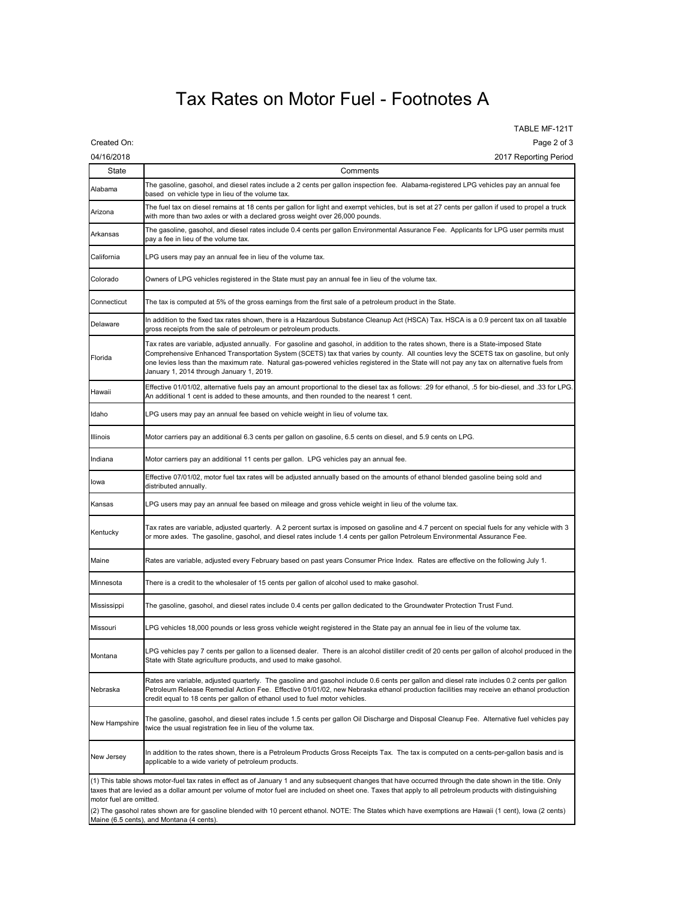# Tax Rates on Motor Fuel - Footnotes A

TABLE MF-121T

Created On: 04/16/2018

2017 Reporting Period

| State | Comments |
|---|---|
| Alabama | The gasoline, gasohol, and diesel rates include a 2 cents per gallon inspection fee. Alabama-registered LPG vehicles pay an annual fee based on vehicle type in lieu of the volume tax. |
| Arizona | The fuel tax on diesel remains at 18 cents per gallon for light and exempt vehicles, but is set at 27 cents per gallon if used to propel a truck with more than two axles or with a declared gross weight over 26,000 pounds. |
| Arkansas | The gasoline, gasohol, and diesel rates include 0.4 cents per gallon Environmental Assurance Fee. Applicants for LPG user permits must pay a fee in lieu of the volume tax. |
| California | LPG users may pay an annual fee in lieu of the volume tax. |
| Colorado | Owners of LPG vehicles registered in the State must pay an annual fee in lieu of the volume tax. |
| Connecticut | The tax is computed at 5% of the gross earnings from the first sale of a petroleum product in the State. |
| Delaware | In addition to the fixed tax rates shown, there is a Hazardous Substance Cleanup Act (HSCA) Tax. HSCA is a 0.9 percent tax on all taxable gross receipts from the sale of petroleum or petroleum products. |
| Florida | Tax rates are variable, adjusted annually. For gasoline and gasohol, in addition to the rates shown, there is a State-imposed State Comprehensive Enhanced Transportation System (SCETS) tax that varies by county. All counties levy the SCETS tax on gasoline, but only one levies less than the maximum rate. Natural gas-powered vehicles registered in the State will not pay any tax on alternative fuels from January 1, 2014 through January 1, 2019. |
| Hawaii | Effective 01/01/02, alternative fuels pay an amount proportional to the diesel tax as follows: .29 for ethanol, .5 for bio-diesel, and .33 for LPG. An additional 1 cent is added to these amounts, and then rounded to the nearest 1 cent. |
| Idaho | LPG users may pay an annual fee based on vehicle weight in lieu of volume tax. |
| Illinois | Motor carriers pay an additional 6.3 cents per gallon on gasoline, 6.5 cents on diesel, and 5.9 cents on LPG. |
| Indiana | Motor carriers pay an additional 11 cents per gallon. LPG vehicles pay an annual fee. |
| Iowa | Effective 07/01/02, motor fuel tax rates will be adjusted annually based on the amounts of ethanol blended gasoline being sold and distributed annually. |
| Kansas | LPG users may pay an annual fee based on mileage and gross vehicle weight in lieu of the volume tax. |
| Kentucky | Tax rates are variable, adjusted quarterly. A 2 percent surtax is imposed on gasoline and 4.7 percent on special fuels for any vehicle with 3 or more axles. The gasoline, gasohol, and diesel rates include 1.4 cents per gallon Petroleum Environmental Assurance Fee. |
| Maine | Rates are variable, adjusted every February based on past years Consumer Price Index. Rates are effective on the following July 1. |
| Minnesota | There is a credit to the wholesaler of 15 cents per gallon of alcohol used to make gasohol. |
| Mississippi | The gasoline, gasohol, and diesel rates include 0.4 cents per gallon dedicated to the Groundwater Protection Trust Fund. |
| Missouri | LPG vehicles 18,000 pounds or less gross vehicle weight registered in the State pay an annual fee in lieu of the volume tax. |
| Montana | LPG vehicles pay 7 cents per gallon to a licensed dealer. There is an alcohol distiller credit of 20 cents per gallon of alcohol produced in the State with State agriculture products, and used to make gasohol. |
| Nebraska | Rates are variable, adjusted quarterly. The gasoline and gasohol include 0.6 cents per gallon and diesel rate includes 0.2 cents per gallon Petroleum Release Remedial Action Fee. Effective 01/01/02, new Nebraska ethanol production facilities may receive an ethanol production credit equal to 18 cents per gallon of ethanol used to fuel motor vehicles. |
| New Hampshire | The gasoline, gasohol, and diesel rates include 1.5 cents per gallon Oil Discharge and Disposal Cleanup Fee. Alternative fuel vehicles pay twice the usual registration fee in lieu of the volume tax. |
| New Jersey | In addition to the rates shown, there is a Petroleum Products Gross Receipts Tax. The tax is computed on a cents-per-gallon basis and is applicable to a wide variety of petroleum products. |

(1) This table shows motor-fuel tax rates in effect as of January 1 and any subsequent changes that have occurred through the date shown in the title. Only taxes that are levied as a dollar amount per volume of motor fuel are included on sheet one. Taxes that apply to all petroleum products with distinguishing motor fuel are omitted.

(2) The gasohol rates shown are for gasoline blended with 10 percent ethanol. NOTE: The States which have exemptions are Hawaii (1 cent), Iowa (2 cents) Maine (6.5 cents), and Montana (4 cents).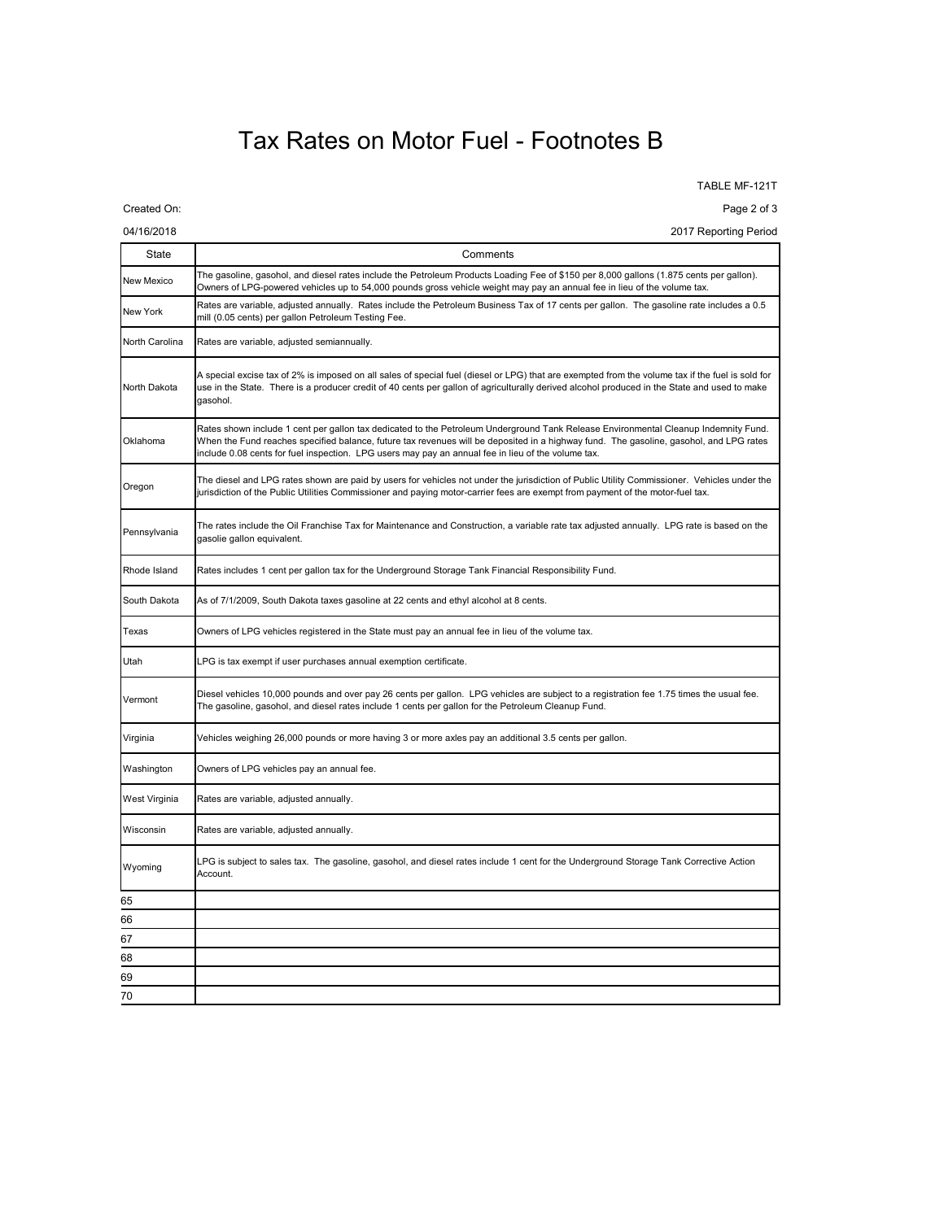# Tax Rates on Motor Fuel - Footnotes B

TABLE MF-121T

Created On:

04/16/2018

2017 Reporting Period

| State | Comments |
|---|---|
| New Mexico | The gasoline, gasohol, and diesel rates include the Petroleum Products Loading Fee of $150 per 8,000 gallons (1.875 cents per gallon). Owners of LPG-powered vehicles up to 54,000 pounds gross vehicle weight may pay an annual fee in lieu of the volume tax. |
| New York | Rates are variable, adjusted annually. Rates include the Petroleum Business Tax of 17 cents per gallon. The gasoline rate includes a 0.5 mill (0.05 cents) per gallon Petroleum Testing Fee. |
| North Carolina | Rates are variable, adjusted semiannually. |
| North Dakota | A special excise tax of 2% is imposed on all sales of special fuel (diesel or LPG) that are exempted from the volume tax if the fuel is sold for use in the State. There is a producer credit of 40 cents per gallon of agriculturally derived alcohol produced in the State and used to make gasohol. |
| Oklahoma | Rates shown include 1 cent per gallon tax dedicated to the Petroleum Underground Tank Release Environmental Cleanup Indemnity Fund. When the Fund reaches specified balance, future tax revenues will be deposited in a highway fund. The gasoline, gasohol, and LPG rates include 0.08 cents for fuel inspection. LPG users may pay an annual fee in lieu of the volume tax. |
| Oregon | The diesel and LPG rates shown are paid by users for vehicles not under the jurisdiction of Public Utility Commissioner. Vehicles under the jurisdiction of the Public Utilities Commissioner and paying motor-carrier fees are exempt from payment of the motor-fuel tax. |
| Pennsylvania | The rates include the Oil Franchise Tax for Maintenance and Construction, a variable rate tax adjusted annually. LPG rate is based on the gasolie gallon equivalent. |
| Rhode Island | Rates includes 1 cent per gallon tax for the Underground Storage Tank Financial Responsibility Fund. |
| South Dakota | As of 7/1/2009, South Dakota taxes gasoline at 22 cents and ethyl alcohol at 8 cents. |
| Texas | Owners of LPG vehicles registered in the State must pay an annual fee in lieu of the volume tax. |
| Utah | LPG is tax exempt if user purchases annual exemption certificate. |
| Vermont | Diesel vehicles 10,000 pounds and over pay 26 cents per gallon. LPG vehicles are subject to a registration fee 1.75 times the usual fee. The gasoline, gasohol, and diesel rates include 1 cents per gallon for the Petroleum Cleanup Fund. |
| Virginia | Vehicles weighing 26,000 pounds or more having 3 or more axles pay an additional 3.5 cents per gallon. |
| Washington | Owners of LPG vehicles pay an annual fee. |
| West Virginia | Rates are variable, adjusted annually. |
| Wisconsin | Rates are variable, adjusted annually. |
| Wyoming | LPG is subject to sales tax. The gasoline, gasohol, and diesel rates include 1 cent for the Underground Storage Tank Corrective Action Account. |
| 65 | |
| 66 | |
| 67 | |
| 68 | |
| 69 | |
| 70 | |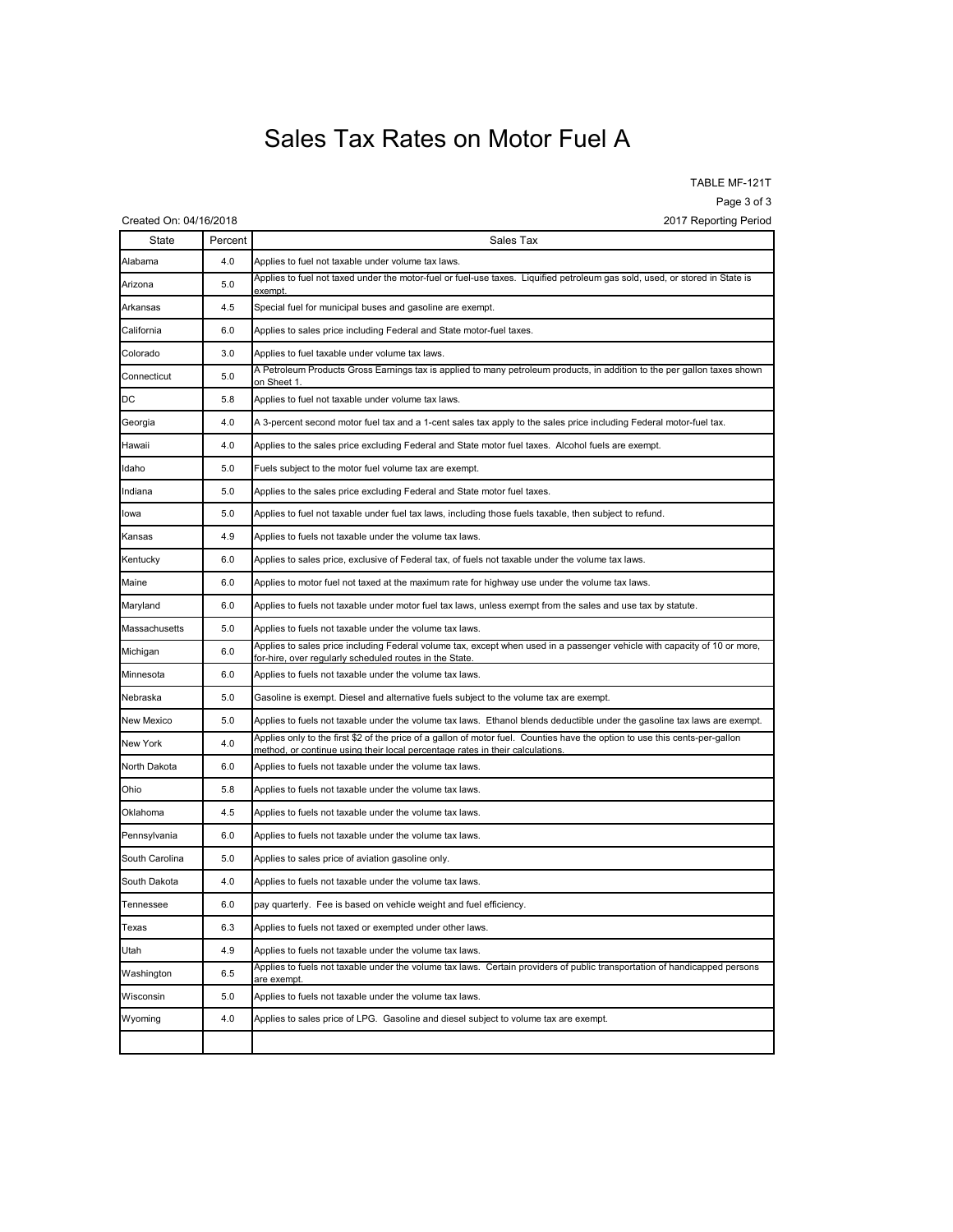# Sales Tax Rates on Motor Fuel A

TABLE MF-121T

Page 3 of 3

Created On: 04/16/2018

2017 Reporting Period

| State | Percent | Sales Tax |
|---|---|---|
| Alabama | 4.0 | Applies to fuel not taxable under volume tax laws. |
| Arizona | 5.0 | Applies to fuel not taxed under the motor-fuel or fuel-use taxes. Liquified petroleum gas sold, used, or stored in State is exempt. |
| Arkansas | 4.5 | Special fuel for municipal buses and gasoline are exempt. |
| California | 6.0 | Applies to sales price including Federal and State motor-fuel taxes. |
| Colorado | 3.0 | Applies to fuel taxable under volume tax laws. |
| Connecticut | 5.0 | A Petroleum Products Gross Earnings tax is applied to many petroleum products, in addition to the per gallon taxes shown on Sheet 1. |
| DC | 5.8 | Applies to fuel not taxable under volume tax laws. |
| Georgia | 4.0 | A 3-percent second motor fuel tax and a 1-cent sales tax apply to the sales price including Federal motor-fuel tax. |
| Hawaii | 4.0 | Applies to the sales price excluding Federal and State motor fuel taxes. Alcohol fuels are exempt. |
| Idaho | 5.0 | Fuels subject to the motor fuel volume tax are exempt. |
| Indiana | 5.0 | Applies to the sales price excluding Federal and State motor fuel taxes. |
| Iowa | 5.0 | Applies to fuel not taxable under fuel tax laws, including those fuels taxable, then subject to refund. |
| Kansas | 4.9 | Applies to fuels not taxable under the volume tax laws. |
| Kentucky | 6.0 | Applies to sales price, exclusive of Federal tax, of fuels not taxable under the volume tax laws. |
| Maine | 6.0 | Applies to motor fuel not taxed at the maximum rate for highway use under the volume tax laws. |
| Maryland | 6.0 | Applies to fuels not taxable under motor fuel tax laws, unless exempt from the sales and use tax by statute. |
| Massachusetts | 5.0 | Applies to fuels not taxable under the volume tax laws. |
| Michigan | 6.0 | Applies to sales price including Federal volume tax, except when used in a passenger vehicle with capacity of 10 or more, for-hire, over regularly scheduled routes in the State. |
| Minnesota | 6.0 | Applies to fuels not taxable under the volume tax laws. |
| Nebraska | 5.0 | Gasoline is exempt. Diesel and alternative fuels subject to the volume tax are exempt. |
| New Mexico | 5.0 | Applies to fuels not taxable under the volume tax laws. Ethanol blends deductible under the gasoline tax laws are exempt. |
| New York | 4.0 | Applies only to the first $2 of the price of a gallon of motor fuel. Counties have the option to use this cents-per-gallon method, or continue using their local percentage rates in their calculations. |
| North Dakota | 6.0 | Applies to fuels not taxable under the volume tax laws. |
| Ohio | 5.8 | Applies to fuels not taxable under the volume tax laws. |
| Oklahoma | 4.5 | Applies to fuels not taxable under the volume tax laws. |
| Pennsylvania | 6.0 | Applies to fuels not taxable under the volume tax laws. |
| South Carolina | 5.0 | Applies to sales price of aviation gasoline only. |
| South Dakota | 4.0 | Applies to fuels not taxable under the volume tax laws. |
| Tennessee | 6.0 | pay quarterly. Fee is based on vehicle weight and fuel efficiency. |
| Texas | 6.3 | Applies to fuels not taxed or exempted under other laws. |
| Utah | 4.9 | Applies to fuels not taxable under the volume tax laws. |
| Washington | 6.5 | Applies to fuels not taxable under the volume tax laws. Certain providers of public transportation of handicapped persons are exempt. |
| Wisconsin | 5.0 | Applies to fuels not taxable under the volume tax laws. |
| Wyoming | 4.0 | Applies to sales price of LPG. Gasoline and diesel subject to volume tax are exempt. |
| | | |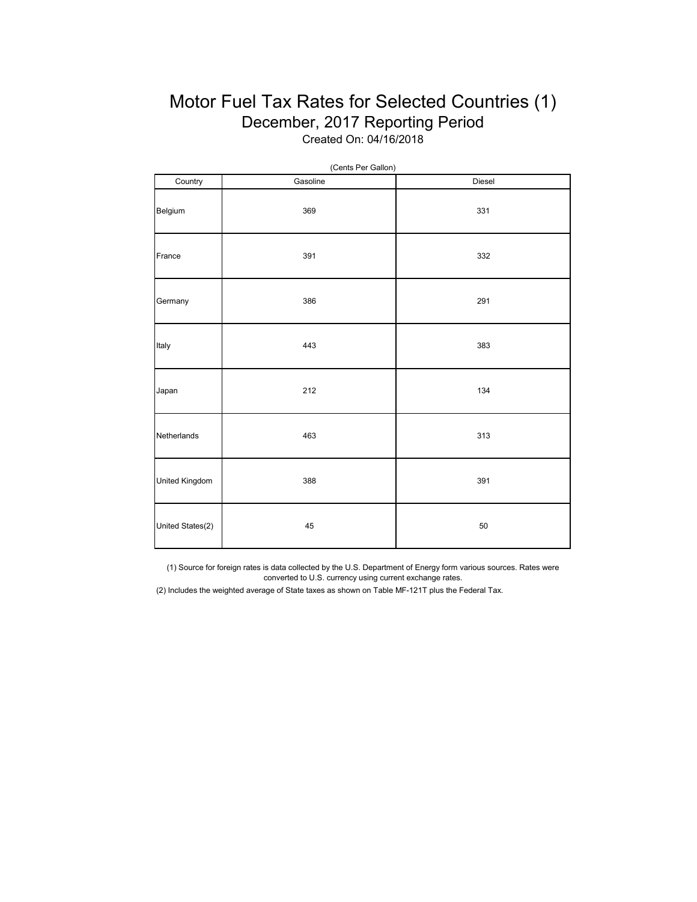# Motor Fuel Tax Rates for Selected Countries (1)

## December, 2017 Reporting Period

Created On: 04/16/2018

(Cents Per Gallon)

| Country | Gasoline | Diesel |
| --- | --- | --- |
| Belgium | 369 | 331 |
| France | 391 | 332 |
| Germany | 386 | 291 |
| Italy | 443 | 383 |
| Japan | 212 | 134 |
| Netherlands | 463 | 313 |
| United Kingdom | 388 | 391 |
| United States(2) | 45 | 50 |

(1) Source for foreign rates is data collected by the U.S. Department of Energy form various sources. Rates were converted to U.S. currency using current exchange rates.

(2) Includes the weighted average of State taxes as shown on Table MF-121T plus the Federal Tax.